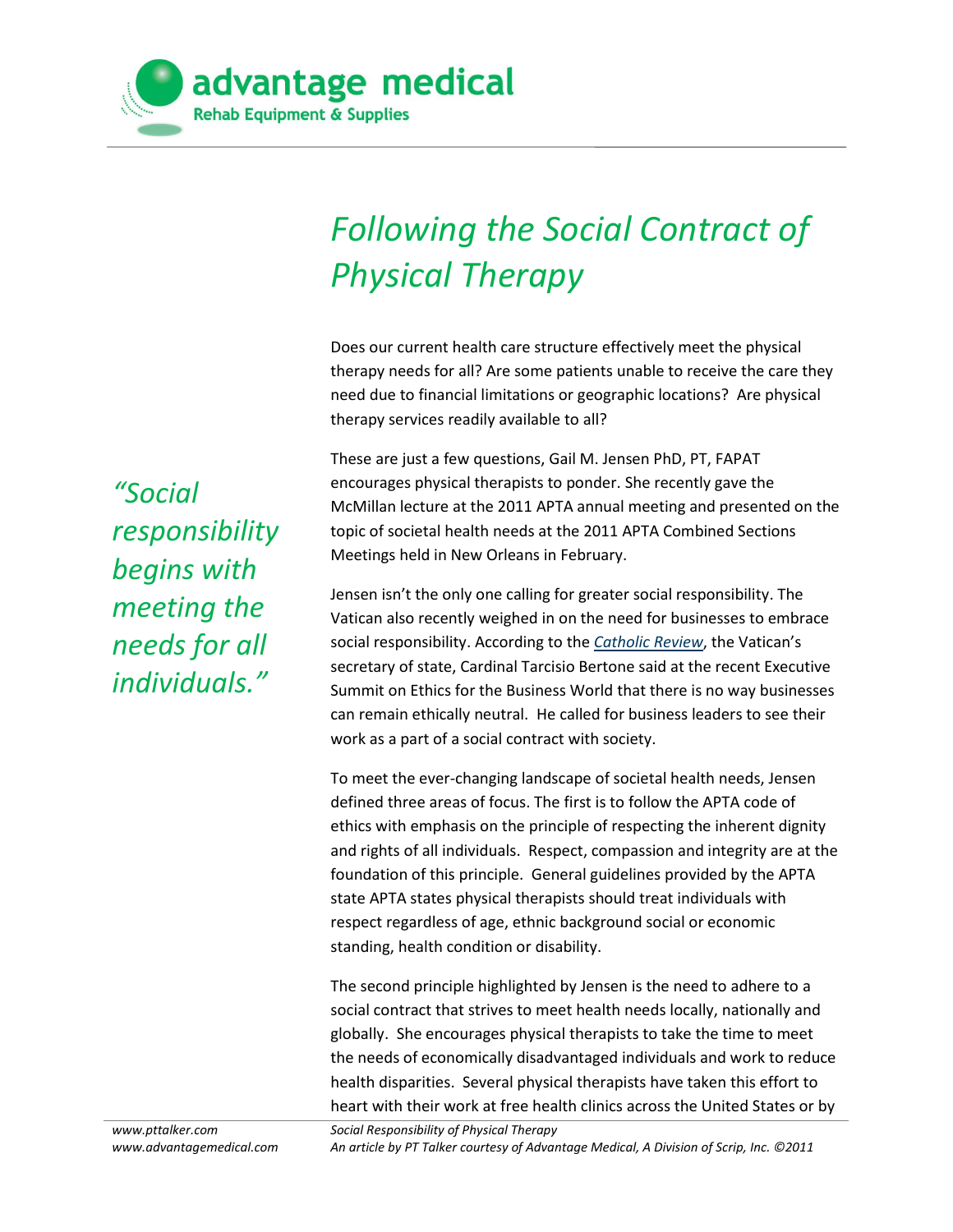advantage medical
Rehab Equipment & Supplies

# *Following the Social Contract of Physical Therapy*

Does our current health care structure effectively meet the physical therapy needs for all? Are some patients unable to receive the care they need due to financial limitations or geographic locations? Are physical therapy services readily available to all?

*"Social responsibility begins with meeting the needs for all individuals."*

These are just a few questions, Gail M. Jensen PhD, PT, FAPAT encourages physical therapists to ponder. She recently gave the McMillan lecture at the 2011 APTA annual meeting and presented on the topic of societal health needs at the 2011 APTA Combined Sections Meetings held in New Orleans in February.

Jensen isn't the only one calling for greater social responsibility. The Vatican also recently weighed in on the need for businesses to embrace social responsibility. According to the *Catholic Review*, the Vatican's secretary of state, Cardinal Tarcisio Bertone said at the recent Executive Summit on Ethics for the Business World that there is no way businesses can remain ethically neutral. He called for business leaders to see their work as a part of a social contract with society.

To meet the ever-changing landscape of societal health needs, Jensen defined three areas of focus. The first is to follow the APTA code of ethics with emphasis on the principle of respecting the inherent dignity and rights of all individuals. Respect, compassion and integrity are at the foundation of this principle. General guidelines provided by the APTA state APTA states physical therapists should treat individuals with respect regardless of age, ethnic background social or economic standing, health condition or disability.

The second principle highlighted by Jensen is the need to adhere to a social contract that strives to meet health needs locally, nationally and globally. She encourages physical therapists to take the time to meet the needs of economically disadvantaged individuals and work to reduce health disparities. Several physical therapists have taken this effort to heart with their work at free health clinics across the United States or by

*www.pttalker.com*
*www.advantagemedical.com*

*Social Responsibility of Physical Therapy*
*An article by PT Talker courtesy of Advantage Medical, A Division of Scrip, Inc. ©2011*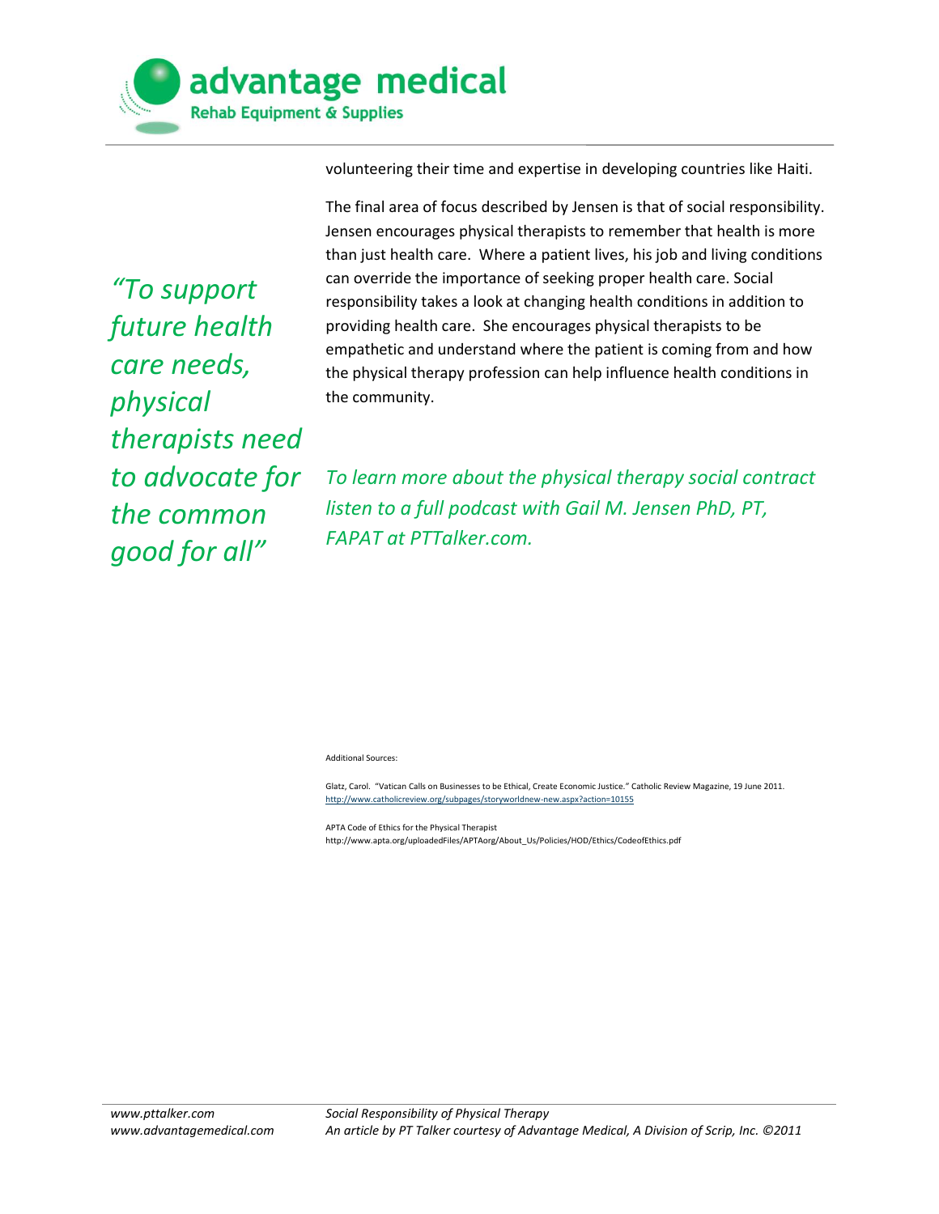volunteering their time and expertise in developing countries like Haiti.

The final area of focus described by Jensen is that of social responsibility. Jensen encourages physical therapists to remember that health is more than just health care. Where a patient lives, his job and living conditions can override the importance of seeking proper health care. Social responsibility takes a look at changing health conditions in addition to providing health care. She encourages physical therapists to be empathetic and understand where the patient is coming from and how the physical therapy profession can help influence health conditions in the community.

*"To support future health care needs, physical therapists need to advocate for the common good for all"*

*To learn more about the physical therapy social contract listen to a full podcast with Gail M. Jensen PhD, PT, FAPAT at PTTalker.com.*

Additional Sources:

Glatz, Carol. "Vatican Calls on Businesses to be Ethical, Create Economic Justice." Catholic Review Magazine, 19 June 2011. http://www.catholicreview.org/subpages/storyworldnew-new.aspx?action=10155

APTA Code of Ethics for the Physical Therapist
http://www.apta.org/uploadedFiles/APTAorg/About_Us/Policies/HOD/Ethics/CodeofEthics.pdf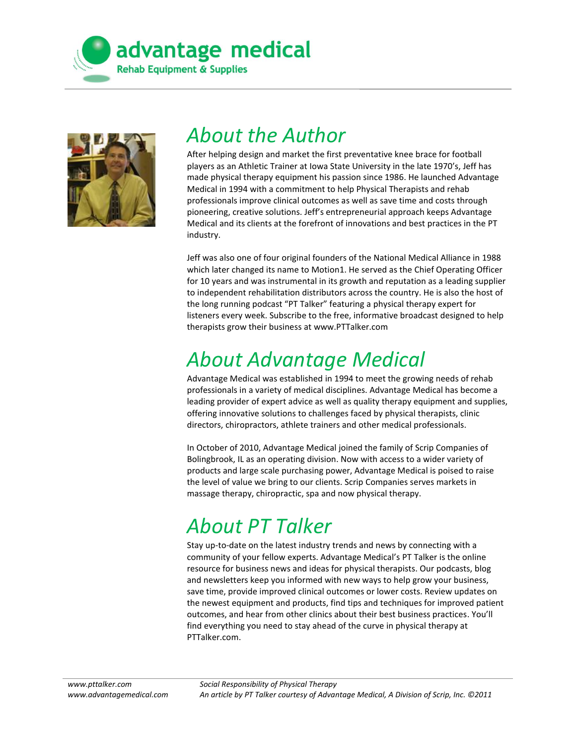# About the Author

After helping design and market the first preventative knee brace for football players as an Athletic Trainer at Iowa State University in the late 1970's, Jeff has made physical therapy equipment his passion since 1986. He launched Advantage Medical in 1994 with a commitment to help Physical Therapists and rehab professionals improve clinical outcomes as well as save time and costs through pioneering, creative solutions. Jeff's entrepreneurial approach keeps Advantage Medical and its clients at the forefront of innovations and best practices in the PT industry.

Jeff was also one of four original founders of the National Medical Alliance in 1988 which later changed its name to Motion1. He served as the Chief Operating Officer for 10 years and was instrumental in its growth and reputation as a leading supplier to independent rehabilitation distributors across the country. He is also the host of the long running podcast "PT Talker" featuring a physical therapy expert for listeners every week. Subscribe to the free, informative broadcast designed to help therapists grow their business at www.PTTalker.com

# About Advantage Medical

Advantage Medical was established in 1994 to meet the growing needs of rehab professionals in a variety of medical disciplines. Advantage Medical has become a leading provider of expert advice as well as quality therapy equipment and supplies, offering innovative solutions to challenges faced by physical therapists, clinic directors, chiropractors, athlete trainers and other medical professionals.

In October of 2010, Advantage Medical joined the family of Scrip Companies of Bolingbrook, IL as an operating division. Now with access to a wider variety of products and large scale purchasing power, Advantage Medical is poised to raise the level of value we bring to our clients. Scrip Companies serves markets in massage therapy, chiropractic, spa and now physical therapy.

# About PT Talker

Stay up-to-date on the latest industry trends and news by connecting with a community of your fellow experts. Advantage Medical's PT Talker is the online resource for business news and ideas for physical therapists. Our podcasts, blog and newsletters keep you informed with new ways to help grow your business, save time, provide improved clinical outcomes or lower costs. Review updates on the newest equipment and products, find tips and techniques for improved patient outcomes, and hear from other clinics about their best business practices. You'll find everything you need to stay ahead of the curve in physical therapy at PTTalker.com.